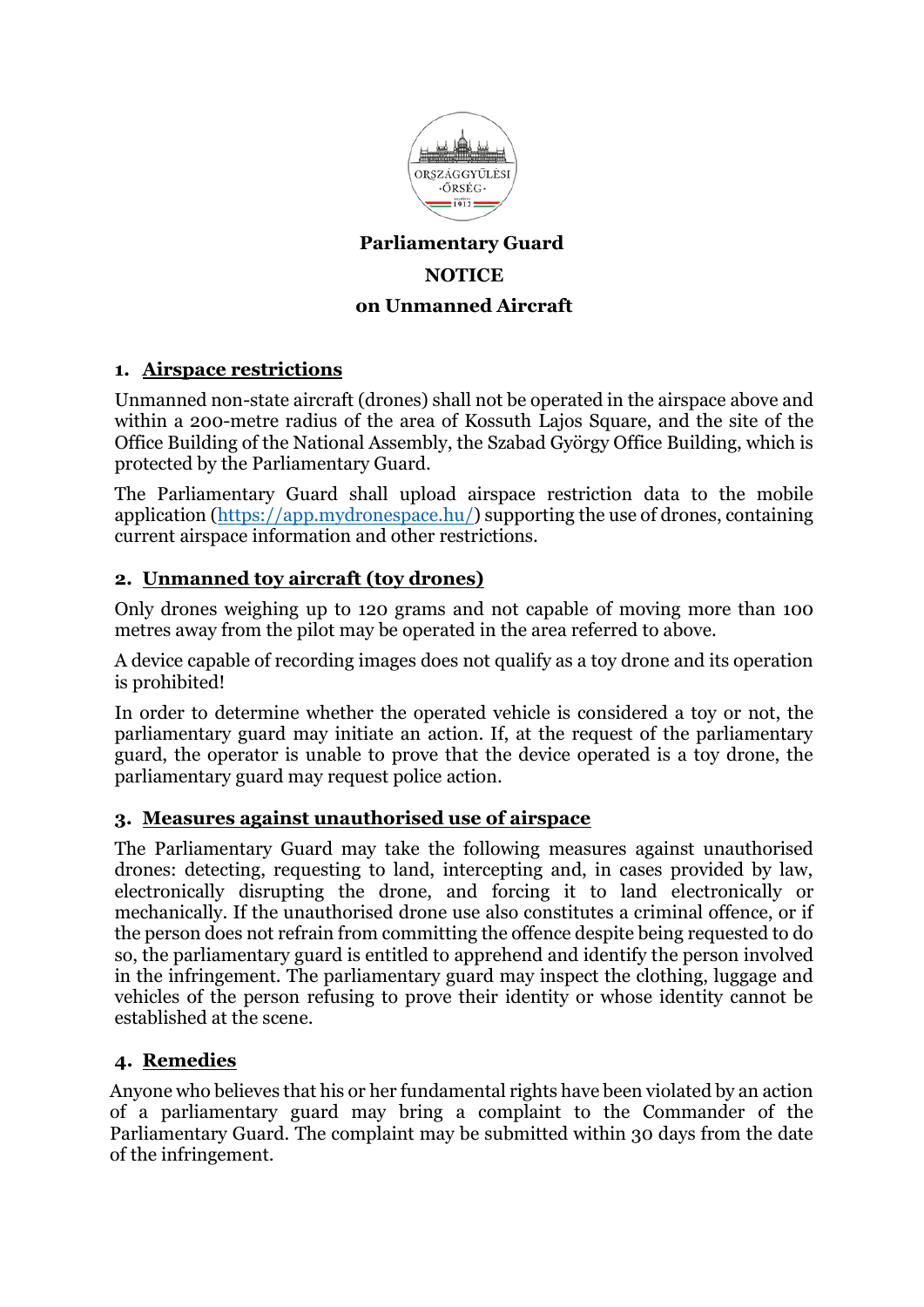**Parliamentary Guard**

**NOTICE**

**on Unmanned Aircraft**

## 1. Airspace restrictions

Unmanned non-state aircraft (drones) shall not be operated in the airspace above and within a 200-metre radius of the area of Kossuth Lajos Square, and the site of the Office Building of the National Assembly, the Szabad György Office Building, which is protected by the Parliamentary Guard.

The Parliamentary Guard shall upload airspace restriction data to the mobile application ([https://app.mydronespace.hu/](https://app.mydronespace.hu/)) supporting the use of drones, containing current airspace information and other restrictions.

## 2. Unmanned toy aircraft (toy drones)

Only drones weighing up to 120 grams and not capable of moving more than 100 metres away from the pilot may be operated in the area referred to above.

A device capable of recording images does not qualify as a toy drone and its operation is prohibited!

In order to determine whether the operated vehicle is considered a toy or not, the parliamentary guard may initiate an action. If, at the request of the parliamentary guard, the operator is unable to prove that the device operated is a toy drone, the parliamentary guard may request police action.

## 3. Measures against unauthorised use of airspace

The Parliamentary Guard may take the following measures against unauthorised drones: detecting, requesting to land, intercepting and, in cases provided by law, electronically disrupting the drone, and forcing it to land electronically or mechanically. If the unauthorised drone use also constitutes a criminal offence, or if the person does not refrain from committing the offence despite being requested to do so, the parliamentary guard is entitled to apprehend and identify the person involved in the infringement. The parliamentary guard may inspect the clothing, luggage and vehicles of the person refusing to prove their identity or whose identity cannot be established at the scene.

## 4. Remedies

Anyone who believes that his or her fundamental rights have been violated by an action of a parliamentary guard may bring a complaint to the Commander of the Parliamentary Guard. The complaint may be submitted within 30 days from the date of the infringement.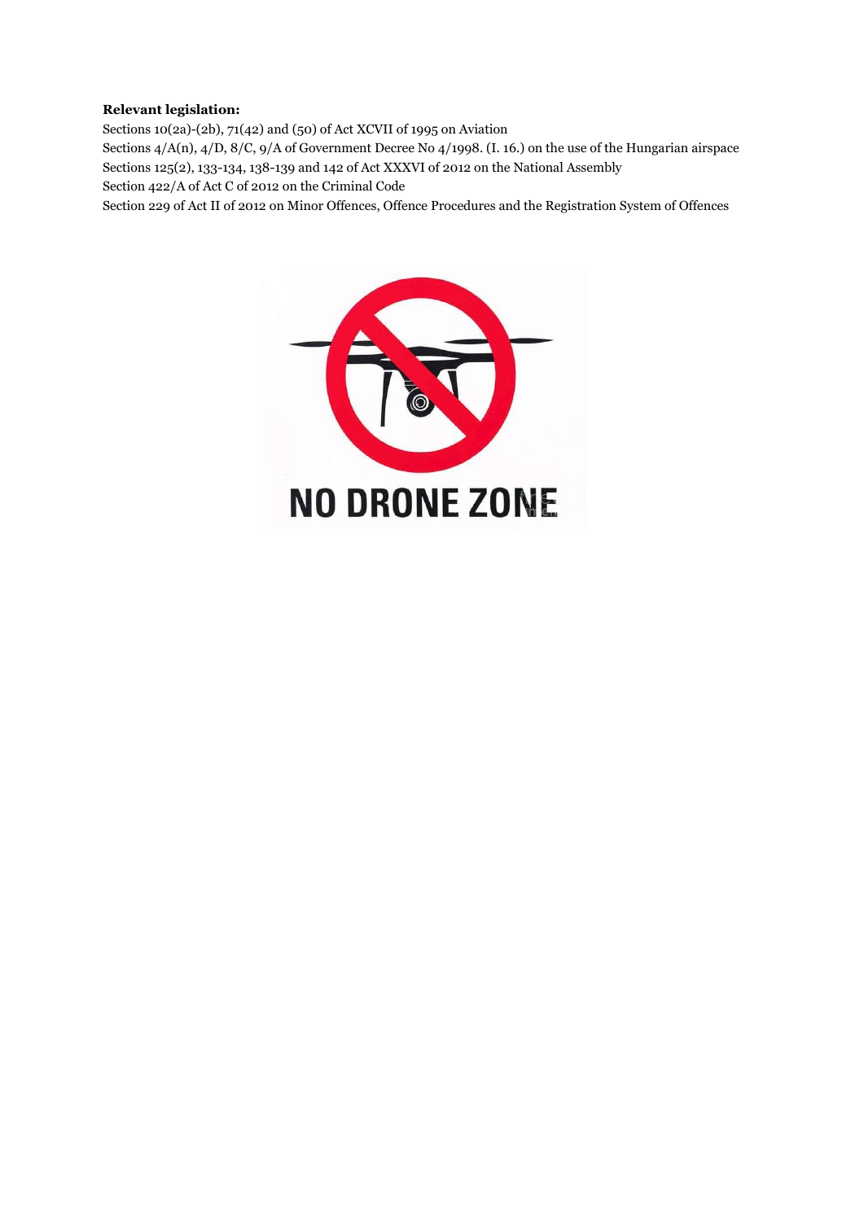**Relevant legislation:**

Sections 10(2a)-(2b), 71(42) and (50) of Act XCVII of 1995 on Aviation
Sections 4/A(n), 4/D, 8/C, 9/A of Government Decree No 4/1998. (I. 16.) on the use of the Hungarian airspace
Sections 125(2), 133-134, 138-139 and 142 of Act XXXVI of 2012 on the National Assembly
Section 422/A of Act C of 2012 on the Criminal Code
Section 229 of Act II of 2012 on Minor Offences, Offence Procedures and the Registration System of Offences

NO DRONE ZONE